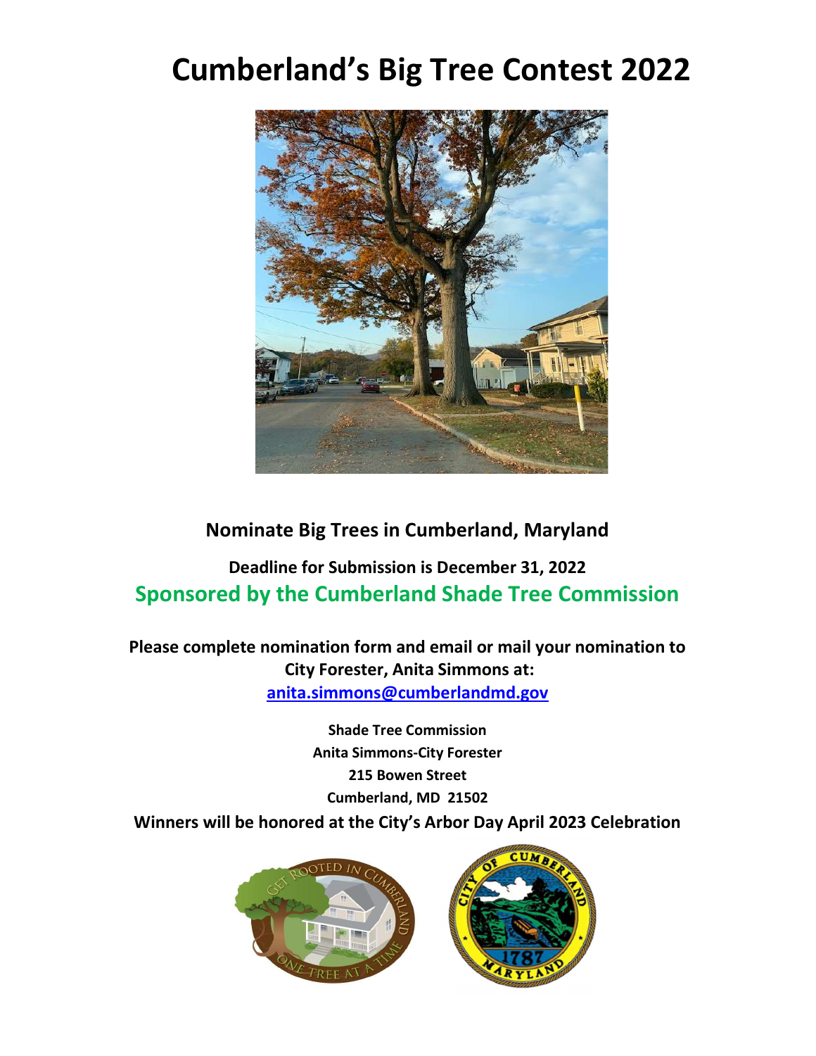# Cumberland's Big Tree Contest 2022

**Nominate Big Trees in Cumberland, Maryland**

**Deadline for Submission is December 31, 2022**

## Sponsored by the Cumberland Shade Tree Commission

**Please complete nomination form and email or mail your nomination to City Forester, Anita Simmons at:**

**anita.simmons@cumberlandmd.gov**

**Shade Tree Commission**
**Anita Simmons-City Forester**
**215 Bowen Street**
**Cumberland, MD 21502**

**Winners will be honored at the City's Arbor Day April 2023 Celebration**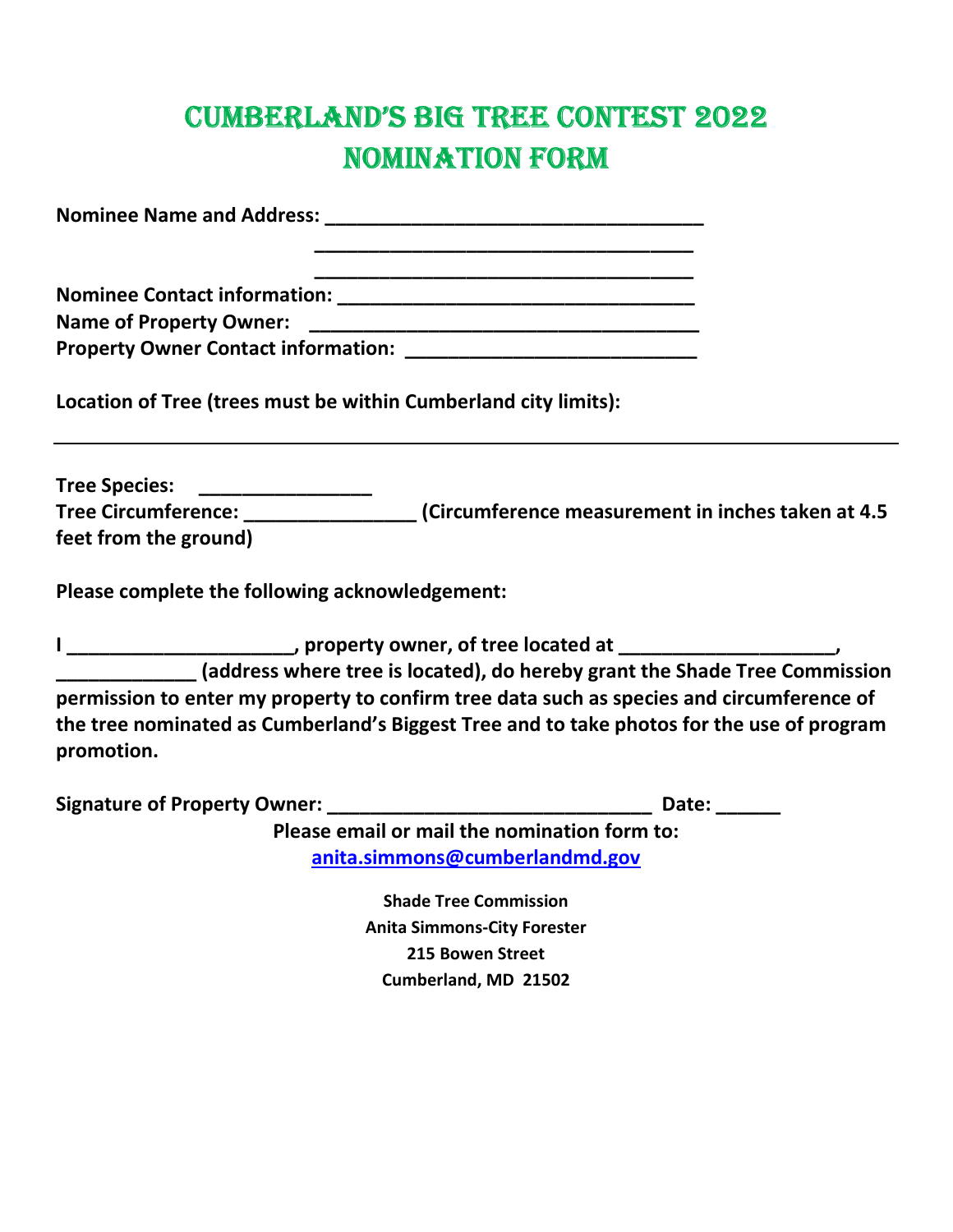# Cumberland's Big Tree Contest 2022
# Nomination Form

**Nominee Name and Address: ___________________________________**

**___________________________________**

**___________________________________**

**Nominee Contact information: _________________________________**

**Name of Property Owner: ___________________________________**

**Property Owner Contact information: ___________________________**

**Location of Tree (trees must be within Cumberland city limits):**

_______________________________________________________________________________

**Tree Species: ________________**

**Tree Circumference: ________________ (Circumference measurement in inches taken at 4.5 feet from the ground)**

**Please complete the following acknowledgement:**

**I _____________________, property owner, of tree located at ____________________, _____________ (address where tree is located), do hereby grant the Shade Tree Commission permission to enter my property to confirm tree data such as species and circumference of the tree nominated as Cumberland's Biggest Tree and to take photos for the use of program promotion.**

**Signature of Property Owner: ______________________________ Date: ______**

**Please email or mail the nomination form to:**

**anita.simmons@cumberlandmd.gov**

**Shade Tree Commission**
**Anita Simmons-City Forester**
**215 Bowen Street**
**Cumberland, MD 21502**